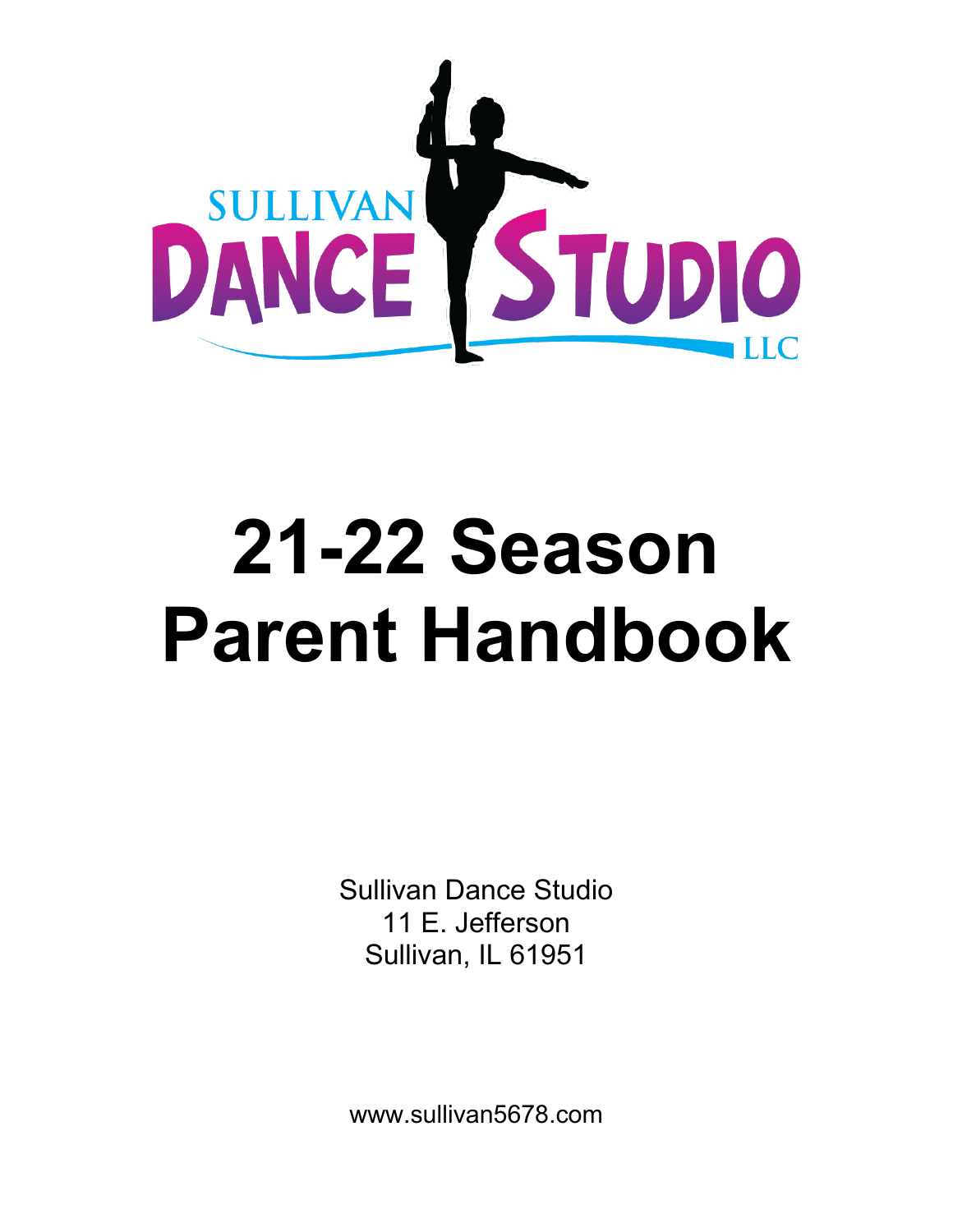SULLIVAN DANCE STUDIO LLC

# 21-22 Season Parent Handbook

Sullivan Dance Studio
11 E. Jefferson
Sullivan, IL 61951

www.sullivan5678.com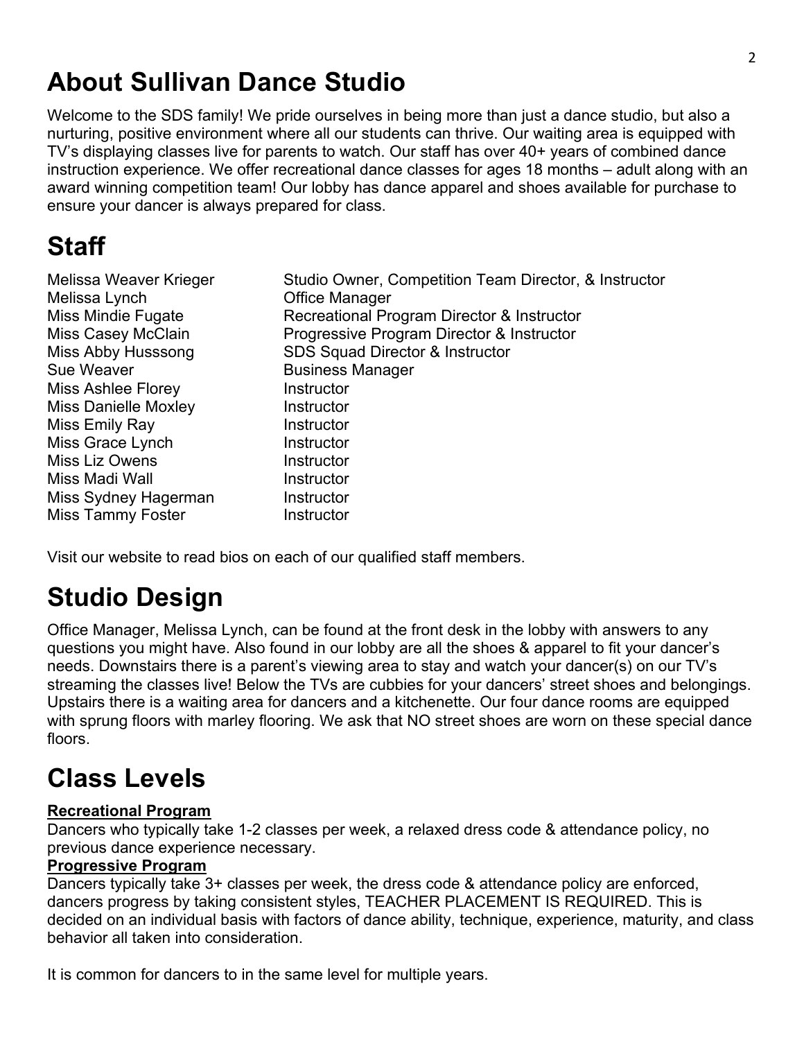# About Sullivan Dance Studio

Welcome to the SDS family! We pride ourselves in being more than just a dance studio, but also a nurturing, positive environment where all our students can thrive. Our waiting area is equipped with TV's displaying classes live for parents to watch. Our staff has over 40+ years of combined dance instruction experience. We offer recreational dance classes for ages 18 months – adult along with an award winning competition team! Our lobby has dance apparel and shoes available for purchase to ensure your dancer is always prepared for class.

# Staff

| | |
|---|---|
| Melissa Weaver Krieger | Studio Owner, Competition Team Director, & Instructor |
| Melissa Lynch | Office Manager |
| Miss Mindie Fugate | Recreational Program Director & Instructor |
| Miss Casey McClain | Progressive Program Director & Instructor |
| Miss Abby Husssong | SDS Squad Director & Instructor |
| Sue Weaver | Business Manager |
| Miss Ashlee Florey | Instructor |
| Miss Danielle Moxley | Instructor |
| Miss Emily Ray | Instructor |
| Miss Grace Lynch | Instructor |
| Miss Liz Owens | Instructor |
| Miss Madi Wall | Instructor |
| Miss Sydney Hagerman | Instructor |
| Miss Tammy Foster | Instructor |

Visit our website to read bios on each of our qualified staff members.

# Studio Design

Office Manager, Melissa Lynch, can be found at the front desk in the lobby with answers to any questions you might have. Also found in our lobby are all the shoes & apparel to fit your dancer's needs. Downstairs there is a parent's viewing area to stay and watch your dancer(s) on our TV's streaming the classes live! Below the TVs are cubbies for your dancers' street shoes and belongings. Upstairs there is a waiting area for dancers and a kitchenette. Our four dance rooms are equipped with sprung floors with marley flooring. We ask that NO street shoes are worn on these special dance floors.

# Class Levels

**Recreational Program**

Dancers who typically take 1-2 classes per week, a relaxed dress code & attendance policy, no previous dance experience necessary.

**Progressive Program**

Dancers typically take 3+ classes per week, the dress code & attendance policy are enforced, dancers progress by taking consistent styles, TEACHER PLACEMENT IS REQUIRED. This is decided on an individual basis with factors of dance ability, technique, experience, maturity, and class behavior all taken into consideration.

It is common for dancers to in the same level for multiple years.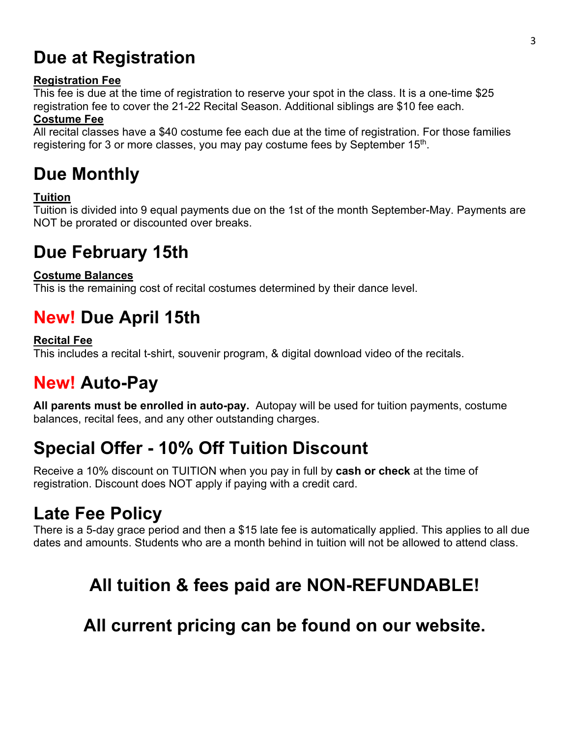# Due at Registration

**Registration Fee**

This fee is due at the time of registration to reserve your spot in the class. It is a one-time $25 registration fee to cover the 21-22 Recital Season. Additional siblings are $10 fee each.

**Costume Fee**

All recital classes have a $40 costume fee each due at the time of registration. For those families registering for 3 or more classes, you may pay costume fees by September 15th.

# Due Monthly

**Tuition**

Tuition is divided into 9 equal payments due on the 1st of the month September-May. Payments are NOT be prorated or discounted over breaks.

# Due February 15th

**Costume Balances**

This is the remaining cost of recital costumes determined by their dance level.

# New! Due April 15th

**Recital Fee**

This includes a recital t-shirt, souvenir program, & digital download video of the recitals.

# New! Auto-Pay

**All parents must be enrolled in auto-pay.** Autopay will be used for tuition payments, costume balances, recital fees, and any other outstanding charges.

# Special Offer - 10% Off Tuition Discount

Receive a 10% discount on TUITION when you pay in full by **cash or check** at the time of registration. Discount does NOT apply if paying with a credit card.

# Late Fee Policy

There is a 5-day grace period and then a $15 late fee is automatically applied. This applies to all due dates and amounts. Students who are a month behind in tuition will not be allowed to attend class.

## All tuition & fees paid are NON-REFUNDABLE!

## All current pricing can be found on our website.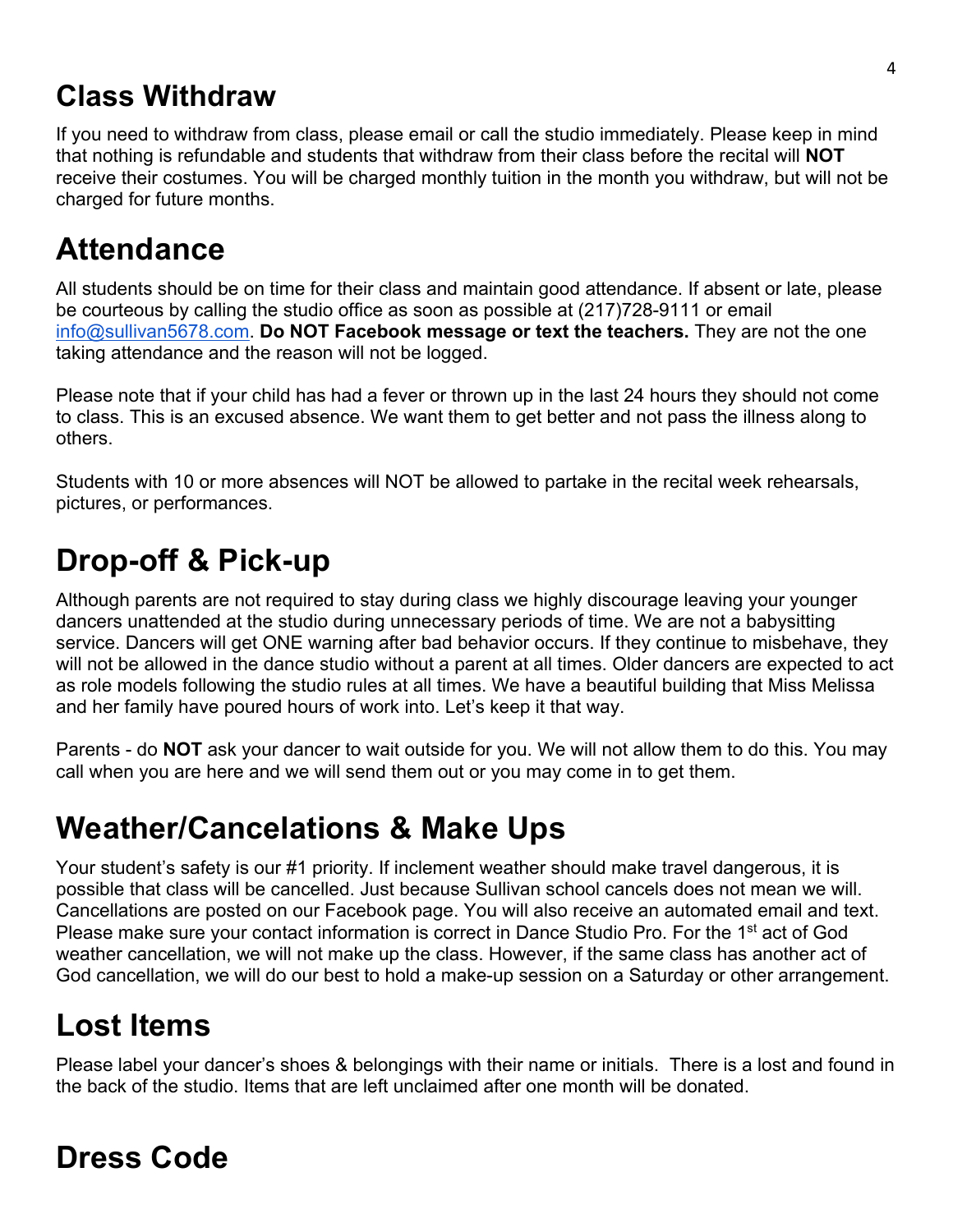## Class Withdraw

If you need to withdraw from class, please email or call the studio immediately. Please keep in mind that nothing is refundable and students that withdraw from their class before the recital will **NOT** receive their costumes. You will be charged monthly tuition in the month you withdraw, but will not be charged for future months.

## Attendance

All students should be on time for their class and maintain good attendance. If absent or late, please be courteous by calling the studio office as soon as possible at (217)728-9111 or email info@sullivan5678.com. **Do NOT Facebook message or text the teachers.** They are not the one taking attendance and the reason will not be logged.

Please note that if your child has had a fever or thrown up in the last 24 hours they should not come to class. This is an excused absence. We want them to get better and not pass the illness along to others.

Students with 10 or more absences will NOT be allowed to partake in the recital week rehearsals, pictures, or performances.

## Drop-off & Pick-up

Although parents are not required to stay during class we highly discourage leaving your younger dancers unattended at the studio during unnecessary periods of time. We are not a babysitting service. Dancers will get ONE warning after bad behavior occurs. If they continue to misbehave, they will not be allowed in the dance studio without a parent at all times. Older dancers are expected to act as role models following the studio rules at all times. We have a beautiful building that Miss Melissa and her family have poured hours of work into. Let's keep it that way.

Parents - do **NOT** ask your dancer to wait outside for you. We will not allow them to do this. You may call when you are here and we will send them out or you may come in to get them.

## Weather/Cancelations & Make Ups

Your student's safety is our #1 priority. If inclement weather should make travel dangerous, it is possible that class will be cancelled. Just because Sullivan school cancels does not mean we will. Cancellations are posted on our Facebook page. You will also receive an automated email and text. Please make sure your contact information is correct in Dance Studio Pro. For the 1st act of God weather cancellation, we will not make up the class. However, if the same class has another act of God cancellation, we will do our best to hold a make-up session on a Saturday or other arrangement.

## Lost Items

Please label your dancer's shoes & belongings with their name or initials. There is a lost and found in the back of the studio. Items that are left unclaimed after one month will be donated.

## Dress Code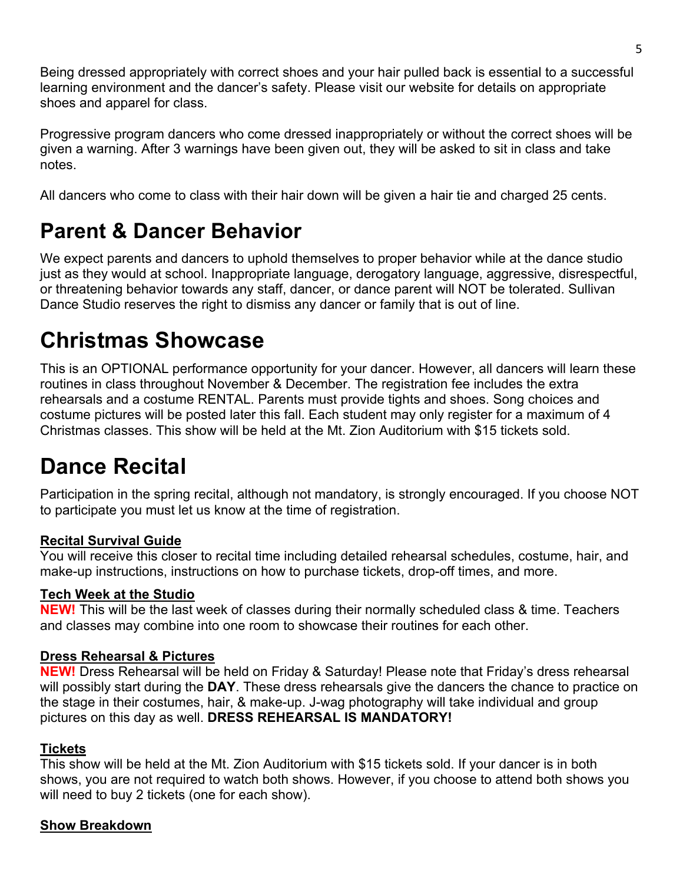Being dressed appropriately with correct shoes and your hair pulled back is essential to a successful learning environment and the dancer's safety. Please visit our website for details on appropriate shoes and apparel for class.

Progressive program dancers who come dressed inappropriately or without the correct shoes will be given a warning. After 3 warnings have been given out, they will be asked to sit in class and take notes.

All dancers who come to class with their hair down will be given a hair tie and charged 25 cents.

# Parent & Dancer Behavior

We expect parents and dancers to uphold themselves to proper behavior while at the dance studio just as they would at school. Inappropriate language, derogatory language, aggressive, disrespectful, or threatening behavior towards any staff, dancer, or dance parent will NOT be tolerated. Sullivan Dance Studio reserves the right to dismiss any dancer or family that is out of line.

# Christmas Showcase

This is an OPTIONAL performance opportunity for your dancer. However, all dancers will learn these routines in class throughout November & December. The registration fee includes the extra rehearsals and a costume RENTAL. Parents must provide tights and shoes. Song choices and costume pictures will be posted later this fall. Each student may only register for a maximum of 4 Christmas classes. This show will be held at the Mt. Zion Auditorium with $15 tickets sold.

# Dance Recital

Participation in the spring recital, although not mandatory, is strongly encouraged. If you choose NOT to participate you must let us know at the time of registration.

**Recital Survival Guide**
You will receive this closer to recital time including detailed rehearsal schedules, costume, hair, and make-up instructions, instructions on how to purchase tickets, drop-off times, and more.

**Tech Week at the Studio**
**NEW!** This will be the last week of classes during their normally scheduled class & time. Teachers and classes may combine into one room to showcase their routines for each other.

**Dress Rehearsal & Pictures**
**NEW!** Dress Rehearsal will be held on Friday & Saturday! Please note that Friday's dress rehearsal will possibly start during the **DAY**. These dress rehearsals give the dancers the chance to practice on the stage in their costumes, hair, & make-up. J-wag photography will take individual and group pictures on this day as well. **DRESS REHEARSAL IS MANDATORY!**

**Tickets**
This show will be held at the Mt. Zion Auditorium with $15 tickets sold. If your dancer is in both shows, you are not required to watch both shows. However, if you choose to attend both shows you will need to buy 2 tickets (one for each show).

**Show Breakdown**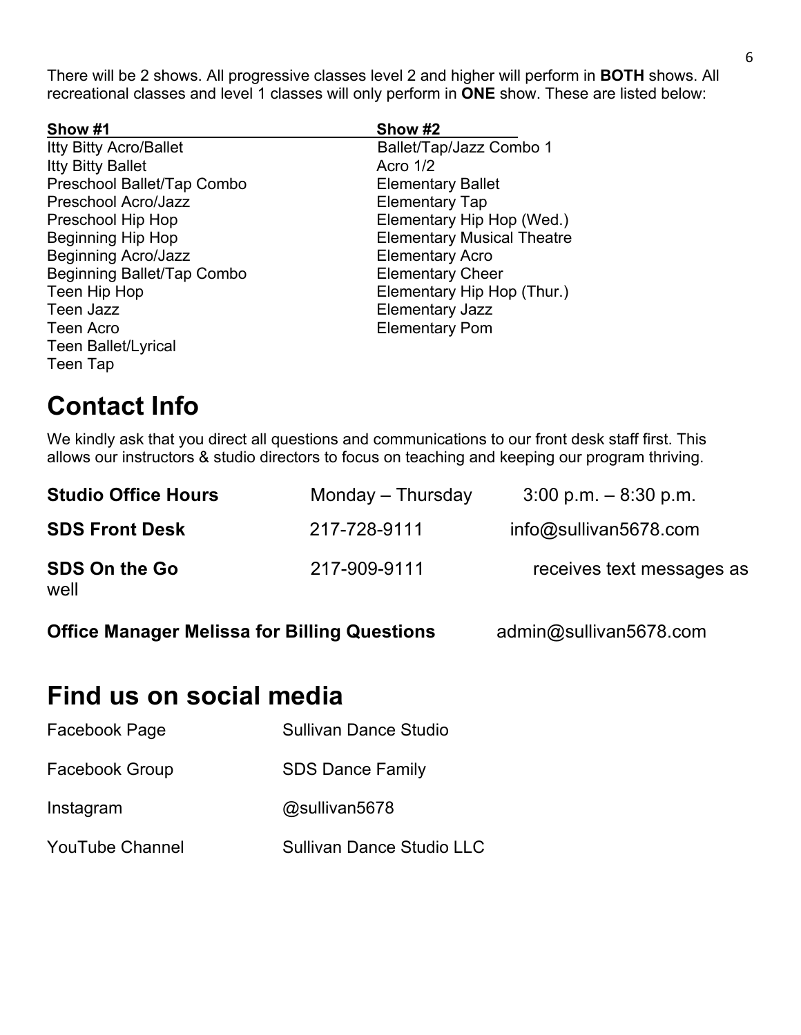There will be 2 shows. All progressive classes level 2 and higher will perform in **BOTH** shows. All recreational classes and level 1 classes will only perform in **ONE** show. These are listed below:

| Show #1 | Show #2 |
| --- | --- |
| Itty Bitty Acro/Ballet | Ballet/Tap/Jazz Combo 1 |
| Itty Bitty Ballet | Acro 1/2 |
| Preschool Ballet/Tap Combo | Elementary Ballet |
| Preschool Acro/Jazz | Elementary Tap |
| Preschool Hip Hop | Elementary Hip Hop (Wed.) |
| Beginning Hip Hop | Elementary Musical Theatre |
| Beginning Acro/Jazz | Elementary Acro |
| Beginning Ballet/Tap Combo | Elementary Cheer |
| Teen Hip Hop | Elementary Hip Hop (Thur.) |
| Teen Jazz | Elementary Jazz |
| Teen Acro | Elementary Pom |
| Teen Ballet/Lyrical | |
| Teen Tap | |

# Contact Info

We kindly ask that you direct all questions and communications to our front desk staff first. This allows our instructors & studio directors to focus on teaching and keeping our program thriving.

| | | |
| --- | --- | --- |
| **Studio Office Hours** | Monday – Thursday | 3:00 p.m. – 8:30 p.m. |
| **SDS Front Desk** | 217-728-9111 | info@sullivan5678.com |
| **SDS On the Go** | 217-909-9111 | receives text messages as well |

**Office Manager Melissa for Billing Questions** admin@sullivan5678.com

# Find us on social media

| | |
| --- | --- |
| Facebook Page | Sullivan Dance Studio |
| Facebook Group | SDS Dance Family |
| Instagram | @sullivan5678 |
| YouTube Channel | Sullivan Dance Studio LLC |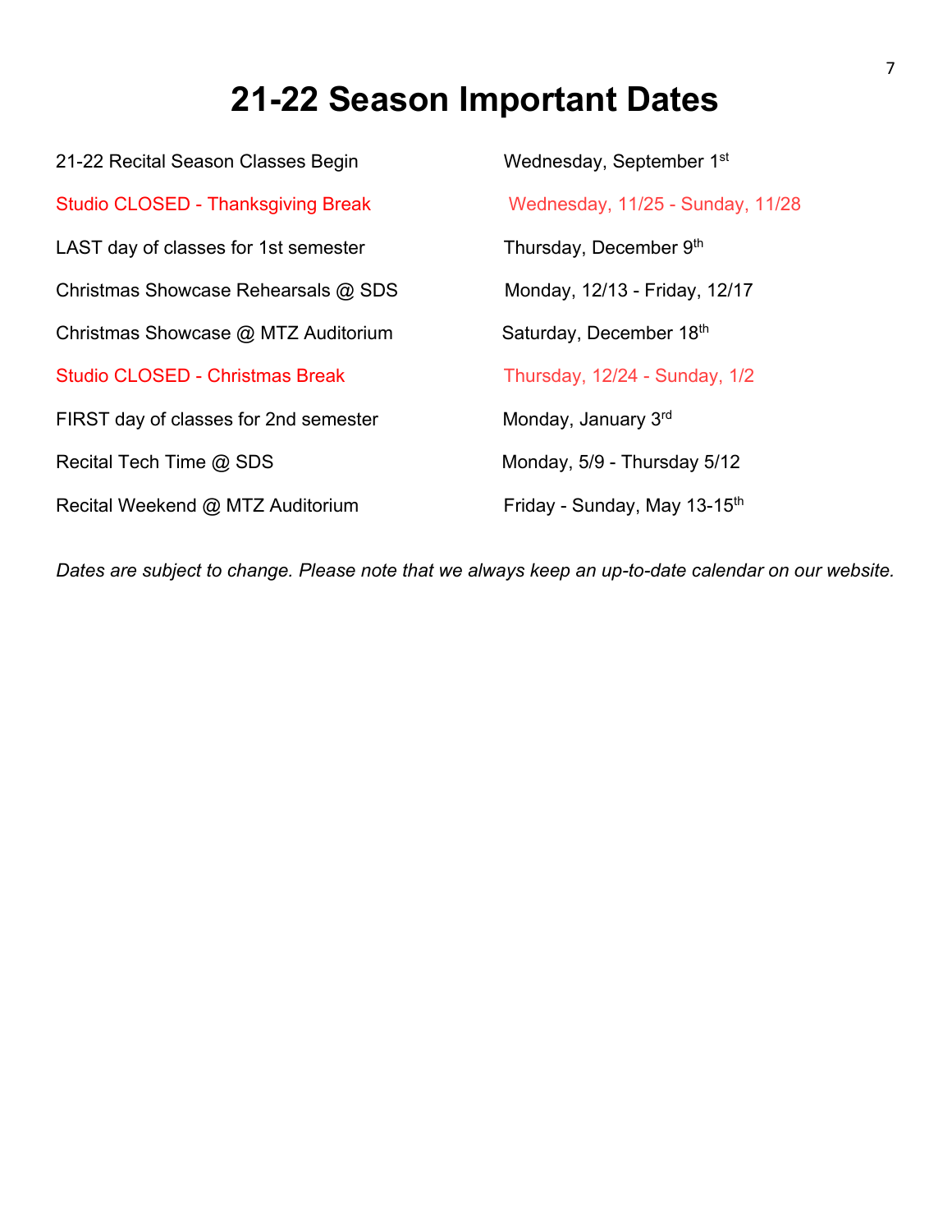# 21-22 Season Important Dates

| | |
|---|---|
| 21-22 Recital Season Classes Begin | Wednesday, September 1st |
| Studio CLOSED - Thanksgiving Break | Wednesday, 11/25 - Sunday, 11/28 |
| LAST day of classes for 1st semester | Thursday, December 9th |
| Christmas Showcase Rehearsals @ SDS | Monday, 12/13 - Friday, 12/17 |
| Christmas Showcase @ MTZ Auditorium | Saturday, December 18th |
| Studio CLOSED - Christmas Break | Thursday, 12/24 - Sunday, 1/2 |
| FIRST day of classes for 2nd semester | Monday, January 3rd |
| Recital Tech Time @ SDS | Monday, 5/9 - Thursday 5/12 |
| Recital Weekend @ MTZ Auditorium | Friday - Sunday, May 13-15th |

*Dates are subject to change. Please note that we always keep an up-to-date calendar on our website.*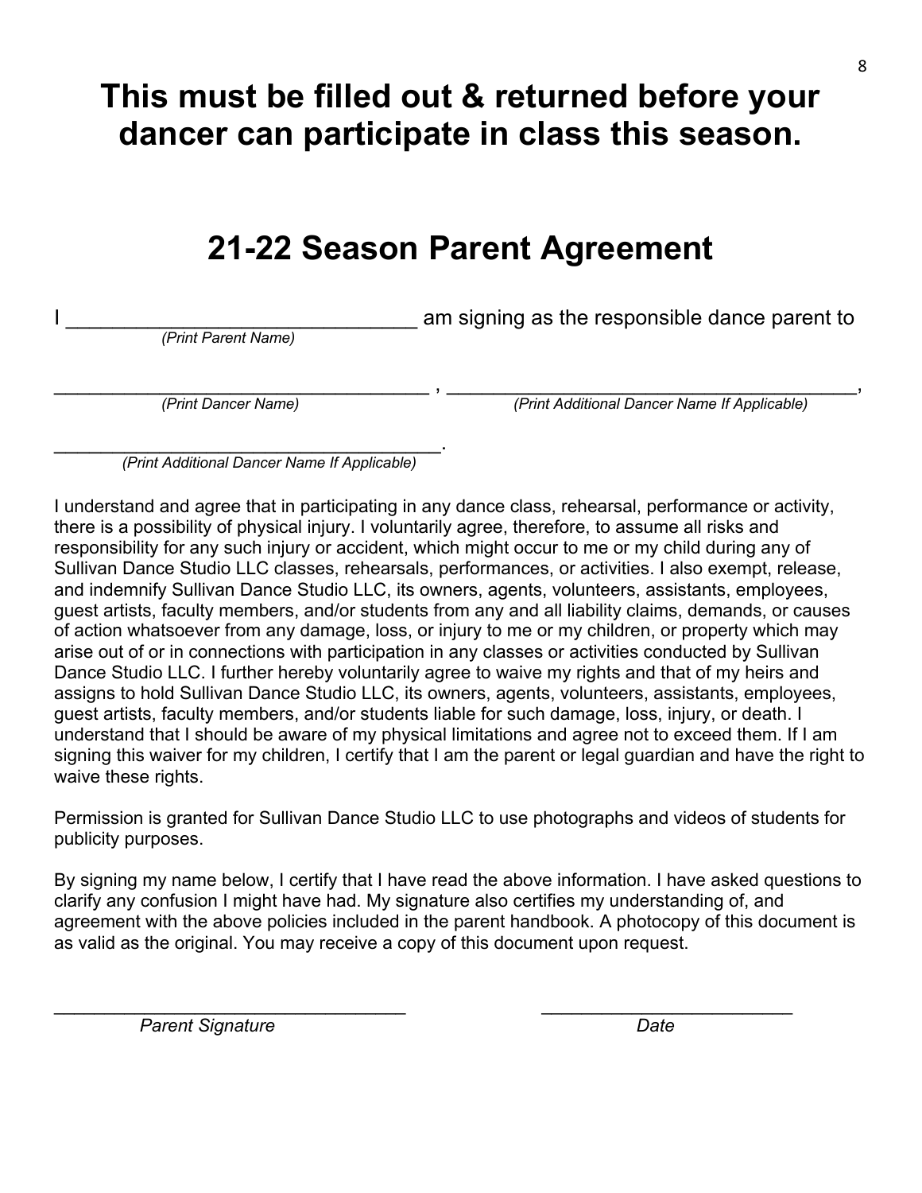# This must be filled out & returned before your dancer can participate in class this season.

## 21-22 Season Parent Agreement

I ______________________________ am signing as the responsible dance parent to
*(Print Parent Name)*

__________________________________ , _____________________________________,
*(Print Dancer Name)* *(Print Additional Dancer Name If Applicable)*

__________________________________.
*(Print Additional Dancer Name If Applicable)*

I understand and agree that in participating in any dance class, rehearsal, performance or activity, there is a possibility of physical injury. I voluntarily agree, therefore, to assume all risks and responsibility for any such injury or accident, which might occur to me or my child during any of Sullivan Dance Studio LLC classes, rehearsals, performances, or activities. I also exempt, release, and indemnify Sullivan Dance Studio LLC, its owners, agents, volunteers, assistants, employees, guest artists, faculty members, and/or students from any and all liability claims, demands, or causes of action whatsoever from any damage, loss, or injury to me or my children, or property which may arise out of or in connections with participation in any classes or activities conducted by Sullivan Dance Studio LLC. I further hereby voluntarily agree to waive my rights and that of my heirs and assigns to hold Sullivan Dance Studio LLC, its owners, agents, volunteers, assistants, employees, guest artists, faculty members, and/or students liable for such damage, loss, injury, or death. I understand that I should be aware of my physical limitations and agree not to exceed them. If I am signing this waiver for my children, I certify that I am the parent or legal guardian and have the right to waive these rights.

Permission is granted for Sullivan Dance Studio LLC to use photographs and videos of students for publicity purposes.

By signing my name below, I certify that I have read the above information. I have asked questions to clarify any confusion I might have had. My signature also certifies my understanding of, and agreement with the above policies included in the parent handbook. A photocopy of this document is as valid as the original. You may receive a copy of this document upon request.

__________________________________ ________________________
*Parent Signature* *Date*